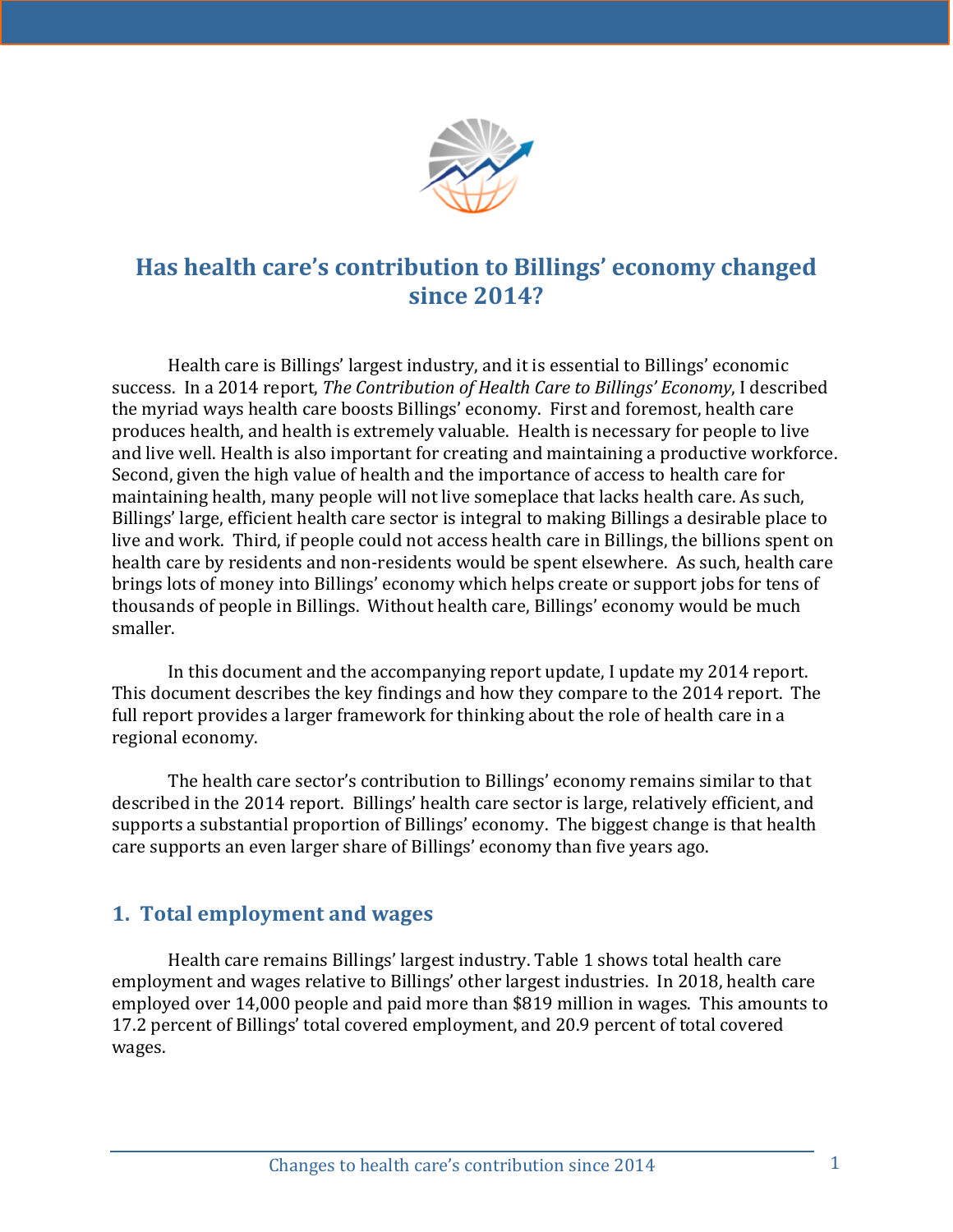# Has health care's contribution to Billings' economy changed since 2014?

Health care is Billings' largest industry, and it is essential to Billings' economic success. In a 2014 report, *The Contribution of Health Care to Billings' Economy*, I described the myriad ways health care boosts Billings' economy. First and foremost, health care produces health, and health is extremely valuable. Health is necessary for people to live and live well. Health is also important for creating and maintaining a productive workforce. Second, given the high value of health and the importance of access to health care for maintaining health, many people will not live someplace that lacks health care. As such, Billings' large, efficient health care sector is integral to making Billings a desirable place to live and work. Third, if people could not access health care in Billings, the billions spent on health care by residents and non-residents would be spent elsewhere. As such, health care brings lots of money into Billings' economy which helps create or support jobs for tens of thousands of people in Billings. Without health care, Billings' economy would be much smaller.

In this document and the accompanying report update, I update my 2014 report. This document describes the key findings and how they compare to the 2014 report. The full report provides a larger framework for thinking about the role of health care in a regional economy.

The health care sector's contribution to Billings' economy remains similar to that described in the 2014 report. Billings' health care sector is large, relatively efficient, and supports a substantial proportion of Billings' economy. The biggest change is that health care supports an even larger share of Billings' economy than five years ago.

## 1. Total employment and wages

Health care remains Billings' largest industry. Table 1 shows total health care employment and wages relative to Billings' other largest industries. In 2018, health care employed over 14,000 people and paid more than $819 million in wages. This amounts to 17.2 percent of Billings' total covered employment, and 20.9 percent of total covered wages.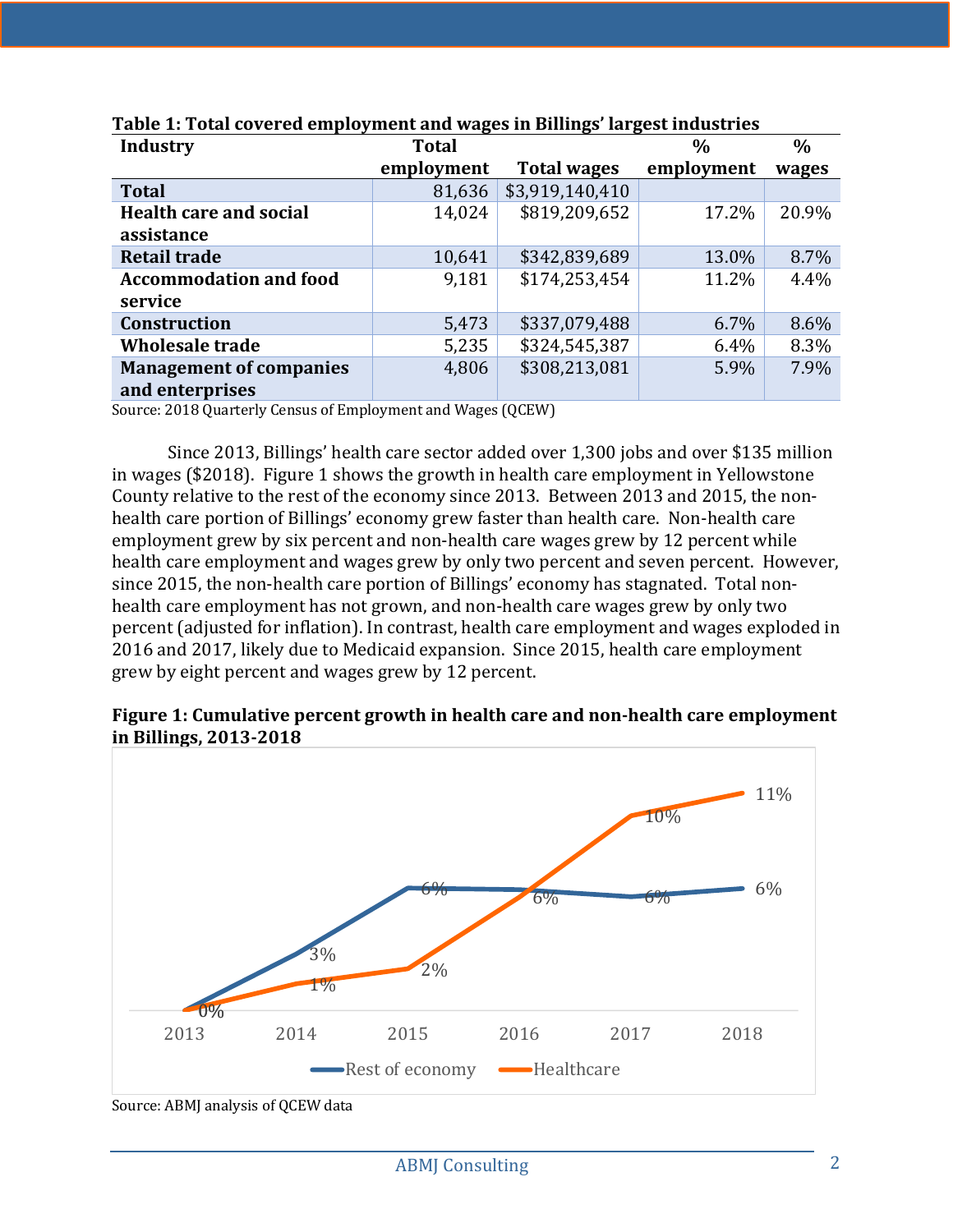**Table 1: Total covered employment and wages in Billings' largest industries**

| Industry | Total employment | Total wages | % employment | % wages |
|---|---|---|---|---|
| **Total** | 81,636 | $3,919,140,410 | | |
| **Health care and social assistance** | 14,024 | $819,209,652 | 17.2% | 20.9% |
| **Retail trade** | 10,641 | $342,839,689 | 13.0% | 8.7% |
| **Accommodation and food service** | 9,181 | $174,253,454 | 11.2% | 4.4% |
| **Construction** | 5,473 | $337,079,488 | 6.7% | 8.6% |
| **Wholesale trade** | 5,235 | $324,545,387 | 6.4% | 8.3% |
| **Management of companies and enterprises** | 4,806 | $308,213,081 | 5.9% | 7.9% |

Source: 2018 Quarterly Census of Employment and Wages (QCEW)

Since 2013, Billings' health care sector added over 1,300 jobs and over $135 million in wages ($2018). Figure 1 shows the growth in health care employment in Yellowstone County relative to the rest of the economy since 2013. Between 2013 and 2015, the non-health care portion of Billings' economy grew faster than health care. Non-health care employment grew by six percent and non-health care wages grew by 12 percent while health care employment and wages grew by only two percent and seven percent. However, since 2015, the non-health care portion of Billings' economy has stagnated. Total non-health care employment has not grown, and non-health care wages grew by only two percent (adjusted for inflation). In contrast, health care employment and wages exploded in 2016 and 2017, likely due to Medicaid expansion. Since 2015, health care employment grew by eight percent and wages grew by 12 percent.

**Figure 1: Cumulative percent growth in health care and non-health care employment in Billings, 2013-2018**

| Year | Rest of economy | Healthcare |
|---|---|---|
| 2013 | 0% | 0% |
| 2014 | 3% | 1% |
| 2015 | 6% | 2% |
| 2016 | 6% | |
| 2017 | 6% | 10% |
| 2018 | 6% | 11% |

Source: ABMJ analysis of QCEW data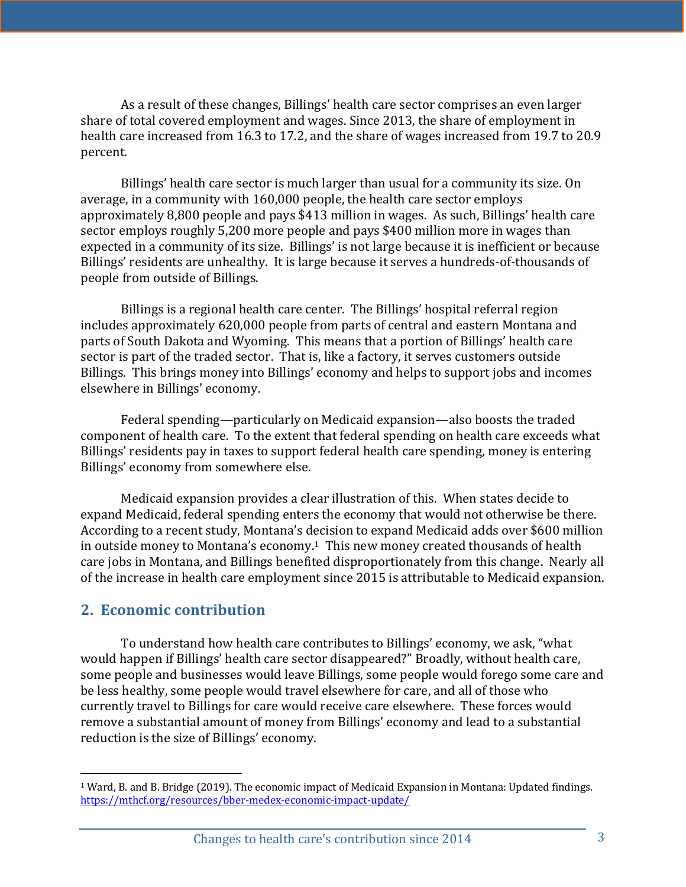As a result of these changes, Billings' health care sector comprises an even larger share of total covered employment and wages. Since 2013, the share of employment in health care increased from 16.3 to 17.2, and the share of wages increased from 19.7 to 20.9 percent.

Billings' health care sector is much larger than usual for a community its size. On average, in a community with 160,000 people, the health care sector employs approximately 8,800 people and pays $413 million in wages. As such, Billings' health care sector employs roughly 5,200 more people and pays $400 million more in wages than expected in a community of its size. Billings' is not large because it is inefficient or because Billings' residents are unhealthy. It is large because it serves a hundreds-of-thousands of people from outside of Billings.

Billings is a regional health care center. The Billings' hospital referral region includes approximately 620,000 people from parts of central and eastern Montana and parts of South Dakota and Wyoming. This means that a portion of Billings' health care sector is part of the traded sector. That is, like a factory, it serves customers outside Billings. This brings money into Billings' economy and helps to support jobs and incomes elsewhere in Billings' economy.

Federal spending—particularly on Medicaid expansion—also boosts the traded component of health care. To the extent that federal spending on health care exceeds what Billings' residents pay in taxes to support federal health care spending, money is entering Billings' economy from somewhere else.

Medicaid expansion provides a clear illustration of this. When states decide to expand Medicaid, federal spending enters the economy that would not otherwise be there. According to a recent study, Montana's decision to expand Medicaid adds over $600 million in outside money to Montana's economy.[1] This new money created thousands of health care jobs in Montana, and Billings benefited disproportionately from this change. Nearly all of the increase in health care employment since 2015 is attributable to Medicaid expansion.

## 2. Economic contribution

To understand how health care contributes to Billings' economy, we ask, "what would happen if Billings' health care sector disappeared?" Broadly, without health care, some people and businesses would leave Billings, some people would forego some care and be less healthy, some people would travel elsewhere for care, and all of those who currently travel to Billings for care would receive care elsewhere. These forces would remove a substantial amount of money from Billings' economy and lead to a substantial reduction is the size of Billings' economy.

---

[1] Ward, B. and B. Bridge (2019). The economic impact of Medicaid Expansion in Montana: Updated findings. https://mthcf.org/resources/bber-medex-economic-impact-update/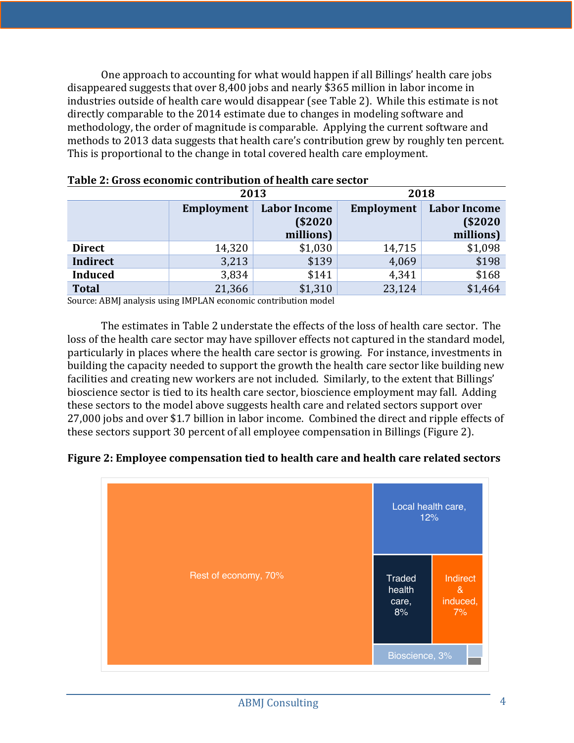One approach to accounting for what would happen if all Billings' health care jobs disappeared suggests that over 8,400 jobs and nearly $365 million in labor income in industries outside of health care would disappear (see Table 2). While this estimate is not directly comparable to the 2014 estimate due to changes in modeling software and methodology, the order of magnitude is comparable. Applying the current software and methods to 2013 data suggests that health care's contribution grew by roughly ten percent. This is proportional to the change in total covered health care employment.

**Table 2: Gross economic contribution of health care sector**

| | 2013 | | 2018 | |
|---|---|---|---|---|
| | **Employment** | **Labor Income ($2020 millions)** | **Employment** | **Labor Income ($2020 millions)** |
| **Direct** | 14,320 | $1,030 | 14,715 | $1,098 |
| **Indirect** | 3,213 | $139 | 4,069 | $198 |
| **Induced** | 3,834 | $141 | 4,341 | $168 |
| **Total** | 21,366 | $1,310 | 23,124 | $1,464 |

Source: ABMJ analysis using IMPLAN economic contribution model

The estimates in Table 2 understate the effects of the loss of health care sector. The loss of the health care sector may have spillover effects not captured in the standard model, particularly in places where the health care sector is growing. For instance, investments in building the capacity needed to support the growth the health care sector like building new facilities and creating new workers are not included. Similarly, to the extent that Billings' bioscience sector is tied to its health care sector, bioscience employment may fall. Adding these sectors to the model above suggests health care and related sectors support over 27,000 jobs and over $1.7 billion in labor income. Combined the direct and ripple effects of these sectors support 30 percent of all employee compensation in Billings (Figure 2).

**Figure 2: Employee compensation tied to health care and health care related sectors**

Rest of economy, 70%

Local health care, 12%

Traded health care, 8%

Indirect & induced, 7%

Bioscience, 3%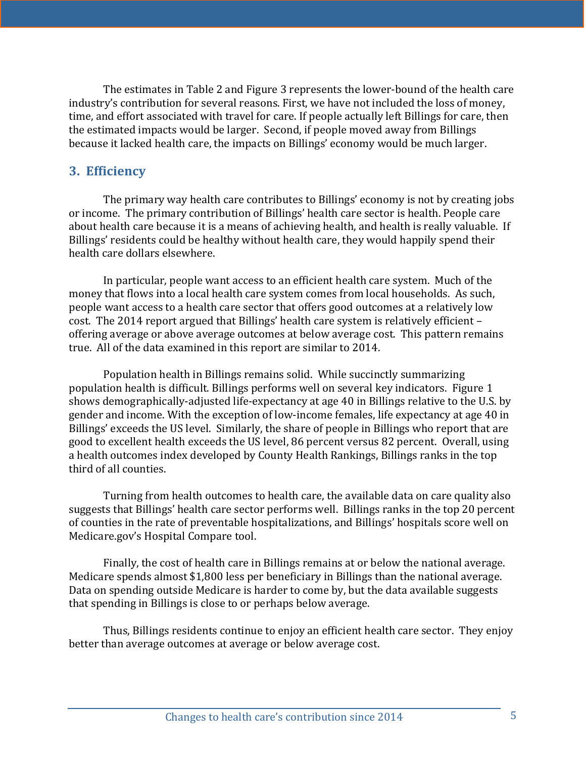The estimates in Table 2 and Figure 3 represents the lower-bound of the health care industry's contribution for several reasons. First, we have not included the loss of money, time, and effort associated with travel for care. If people actually left Billings for care, then the estimated impacts would be larger. Second, if people moved away from Billings because it lacked health care, the impacts on Billings' economy would be much larger.

## 3. Efficiency

The primary way health care contributes to Billings' economy is not by creating jobs or income. The primary contribution of Billings' health care sector is health. People care about health care because it is a means of achieving health, and health is really valuable. If Billings' residents could be healthy without health care, they would happily spend their health care dollars elsewhere.

In particular, people want access to an efficient health care system. Much of the money that flows into a local health care system comes from local households. As such, people want access to a health care sector that offers good outcomes at a relatively low cost. The 2014 report argued that Billings' health care system is relatively efficient – offering average or above average outcomes at below average cost. This pattern remains true. All of the data examined in this report are similar to 2014.

Population health in Billings remains solid. While succinctly summarizing population health is difficult. Billings performs well on several key indicators. Figure 1 shows demographically-adjusted life-expectancy at age 40 in Billings relative to the U.S. by gender and income. With the exception of low-income females, life expectancy at age 40 in Billings' exceeds the US level. Similarly, the share of people in Billings who report that are good to excellent health exceeds the US level, 86 percent versus 82 percent. Overall, using a health outcomes index developed by County Health Rankings, Billings ranks in the top third of all counties.

Turning from health outcomes to health care, the available data on care quality also suggests that Billings' health care sector performs well. Billings ranks in the top 20 percent of counties in the rate of preventable hospitalizations, and Billings' hospitals score well on Medicare.gov's Hospital Compare tool.

Finally, the cost of health care in Billings remains at or below the national average. Medicare spends almost $1,800 less per beneficiary in Billings than the national average. Data on spending outside Medicare is harder to come by, but the data available suggests that spending in Billings is close to or perhaps below average.

Thus, Billings residents continue to enjoy an efficient health care sector. They enjoy better than average outcomes at average or below average cost.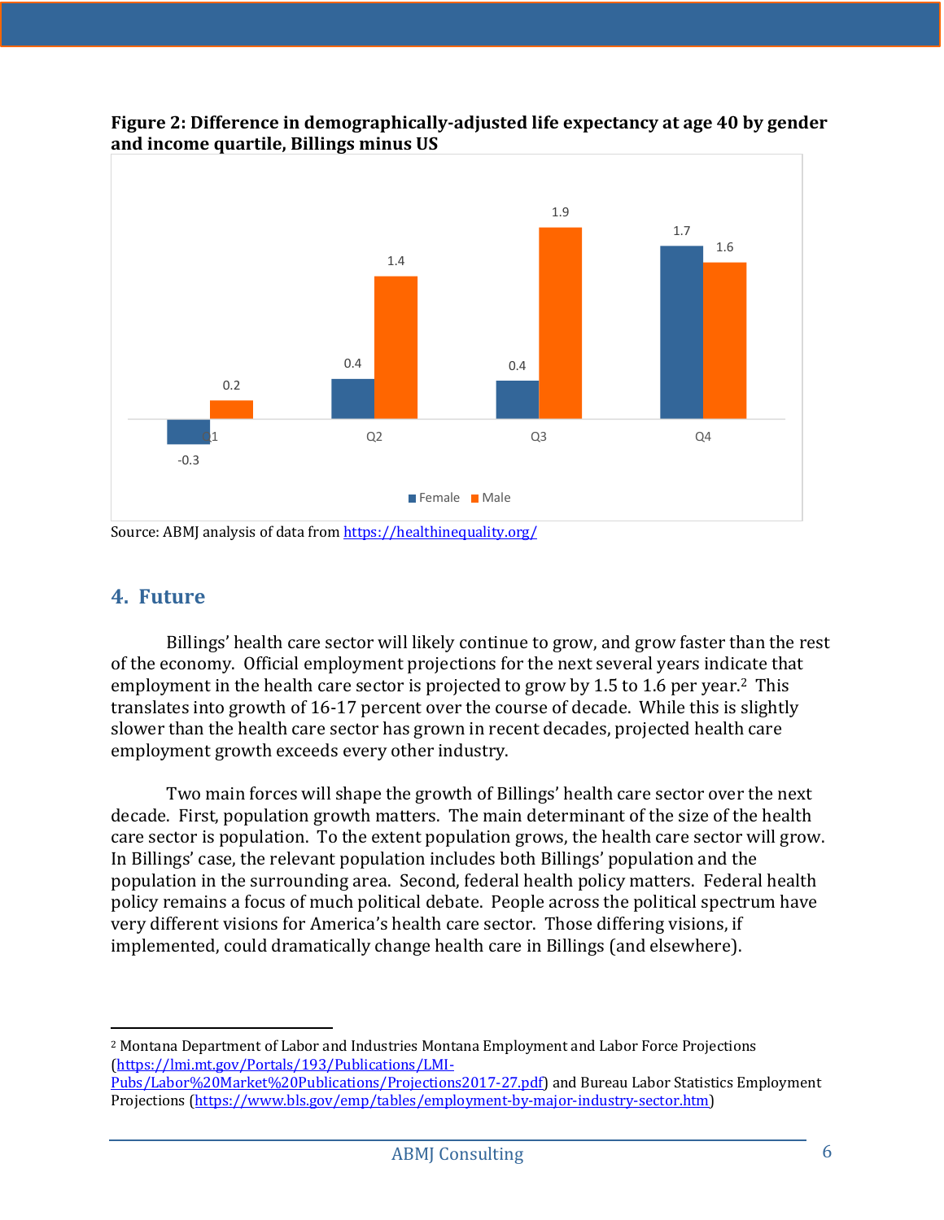**Figure 2: Difference in demographically-adjusted life expectancy at age 40 by gender and income quartile, Billings minus US**

1.9
1.7
1.6
1.4
0.4
0.4
0.2
-0.3
Q1
Q2
Q3
Q4
Female
Male

Source: ABMJ analysis of data from https://healthinequality.org/

## 4. Future

Billings' health care sector will likely continue to grow, and grow faster than the rest of the economy. Official employment projections for the next several years indicate that employment in the health care sector is projected to grow by 1.5 to 1.6 per year.[2] This translates into growth of 16-17 percent over the course of decade. While this is slightly slower than the health care sector has grown in recent decades, projected health care employment growth exceeds every other industry.

Two main forces will shape the growth of Billings' health care sector over the next decade. First, population growth matters. The main determinant of the size of the health care sector is population. To the extent population grows, the health care sector will grow. In Billings' case, the relevant population includes both Billings' population and the population in the surrounding area. Second, federal health policy matters. Federal health policy remains a focus of much political debate. People across the political spectrum have very different visions for America's health care sector. Those differing visions, if implemented, could dramatically change health care in Billings (and elsewhere).

---

[2] Montana Department of Labor and Industries Montana Employment and Labor Force Projections (https://lmi.mt.gov/Portals/193/Publications/LMI-Pubs/Labor%20Market%20Publications/Projections2017-27.pdf) and Bureau Labor Statistics Employment Projections (https://www.bls.gov/emp/tables/employment-by-major-industry-sector.htm)